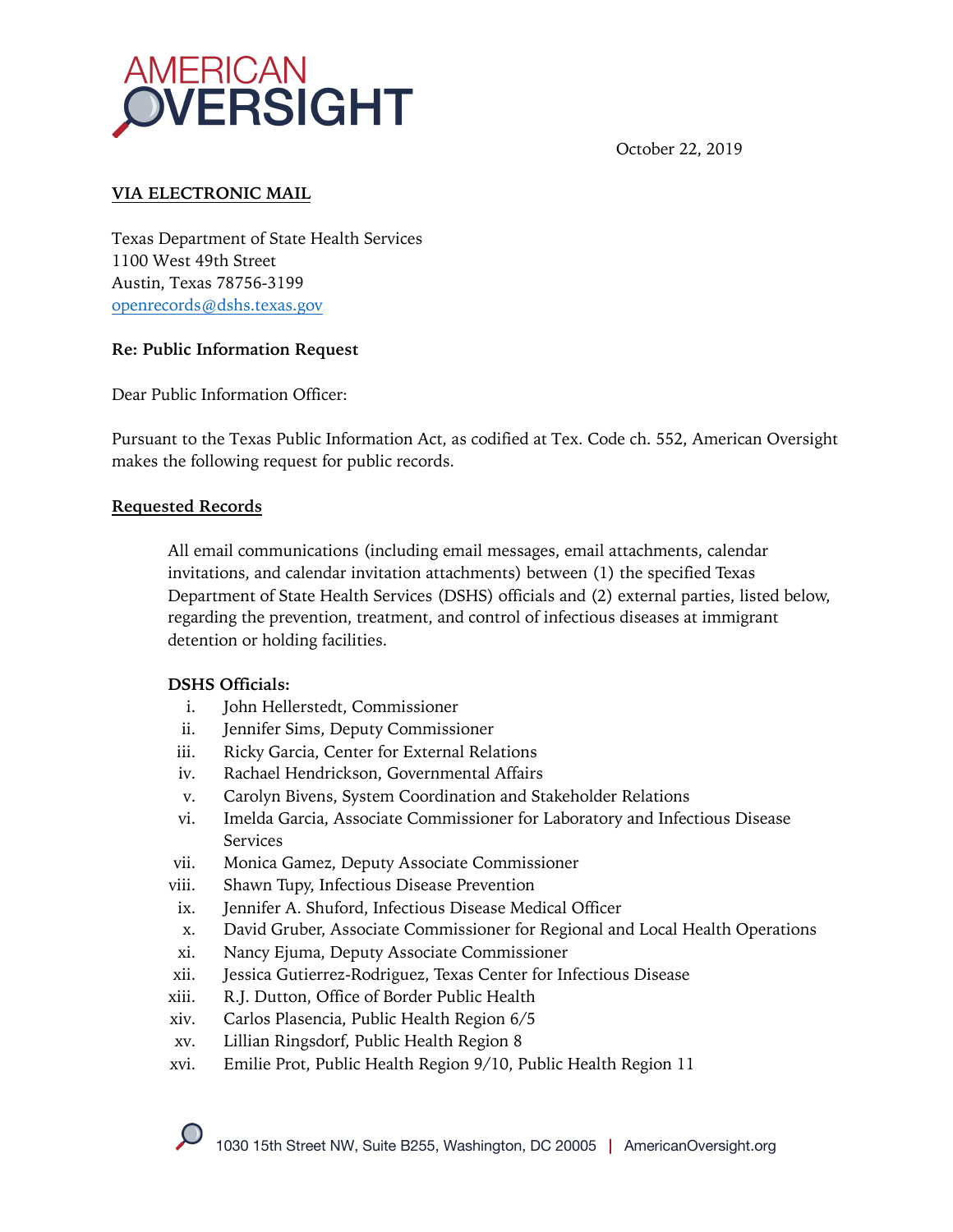AMERICAN OVERSIGHT

October 22, 2019

**VIA ELECTRONIC MAIL**

Texas Department of State Health Services
1100 West 49th Street
Austin, Texas 78756-3199
openrecords@dshs.texas.gov

**Re: Public Information Request**

Dear Public Information Officer:

Pursuant to the Texas Public Information Act, as codified at Tex. Code ch. 552, American Oversight makes the following request for public records.

**Requested Records**

> All email communications (including email messages, email attachments, calendar invitations, and calendar invitation attachments) between (1) the specified Texas Department of State Health Services (DSHS) officials and (2) external parties, listed below, regarding the prevention, treatment, and control of infectious diseases at immigrant detention or holding facilities.

**DSHS Officials:**

i. John Hellerstedt, Commissioner
ii. Jennifer Sims, Deputy Commissioner
iii. Ricky Garcia, Center for External Relations
iv. Rachael Hendrickson, Governmental Affairs
v. Carolyn Bivens, System Coordination and Stakeholder Relations
vi. Imelda Garcia, Associate Commissioner for Laboratory and Infectious Disease Services
vii. Monica Gamez, Deputy Associate Commissioner
viii. Shawn Tupy, Infectious Disease Prevention
ix. Jennifer A. Shuford, Infectious Disease Medical Officer
x. David Gruber, Associate Commissioner for Regional and Local Health Operations
xi. Nancy Ejuma, Deputy Associate Commissioner
xii. Jessica Gutierrez-Rodriguez, Texas Center for Infectious Disease
xiii. R.J. Dutton, Office of Border Public Health
xiv. Carlos Plasencia, Public Health Region 6/5
xv. Lillian Ringsdorf, Public Health Region 8
xvi. Emilie Prot, Public Health Region 9/10, Public Health Region 11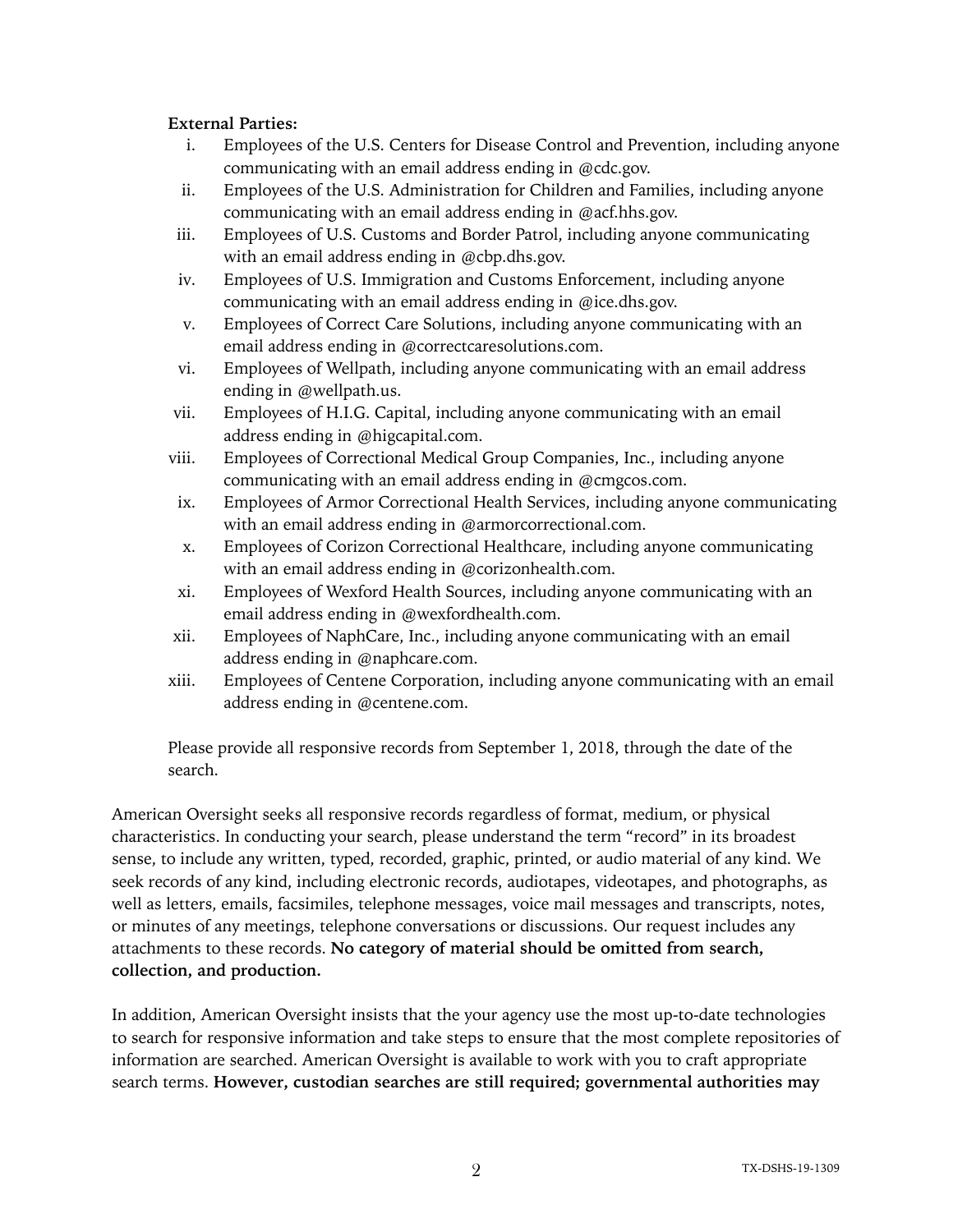**External Parties:**

i. Employees of the U.S. Centers for Disease Control and Prevention, including anyone communicating with an email address ending in @cdc.gov.
ii. Employees of the U.S. Administration for Children and Families, including anyone communicating with an email address ending in @acf.hhs.gov.
iii. Employees of U.S. Customs and Border Patrol, including anyone communicating with an email address ending in @cbp.dhs.gov.
iv. Employees of U.S. Immigration and Customs Enforcement, including anyone communicating with an email address ending in @ice.dhs.gov.
v. Employees of Correct Care Solutions, including anyone communicating with an email address ending in @correctcaresolutions.com.
vi. Employees of Wellpath, including anyone communicating with an email address ending in @wellpath.us.
vii. Employees of H.I.G. Capital, including anyone communicating with an email address ending in @higcapital.com.
viii. Employees of Correctional Medical Group Companies, Inc., including anyone communicating with an email address ending in @cmgcos.com.
ix. Employees of Armor Correctional Health Services, including anyone communicating with an email address ending in @armorcorrectional.com.
x. Employees of Corizon Correctional Healthcare, including anyone communicating with an email address ending in @corizonhealth.com.
xi. Employees of Wexford Health Sources, including anyone communicating with an email address ending in @wexfordhealth.com.
xii. Employees of NaphCare, Inc., including anyone communicating with an email address ending in @naphcare.com.
xiii. Employees of Centene Corporation, including anyone communicating with an email address ending in @centene.com.

Please provide all responsive records from September 1, 2018, through the date of the search.

American Oversight seeks all responsive records regardless of format, medium, or physical characteristics. In conducting your search, please understand the term "record" in its broadest sense, to include any written, typed, recorded, graphic, printed, or audio material of any kind. We seek records of any kind, including electronic records, audiotapes, videotapes, and photographs, as well as letters, emails, facsimiles, telephone messages, voice mail messages and transcripts, notes, or minutes of any meetings, telephone conversations or discussions. Our request includes any attachments to these records. **No category of material should be omitted from search, collection, and production.**

In addition, American Oversight insists that the your agency use the most up-to-date technologies to search for responsive information and take steps to ensure that the most complete repositories of information are searched. American Oversight is available to work with you to craft appropriate search terms. **However, custodian searches are still required; governmental authorities may**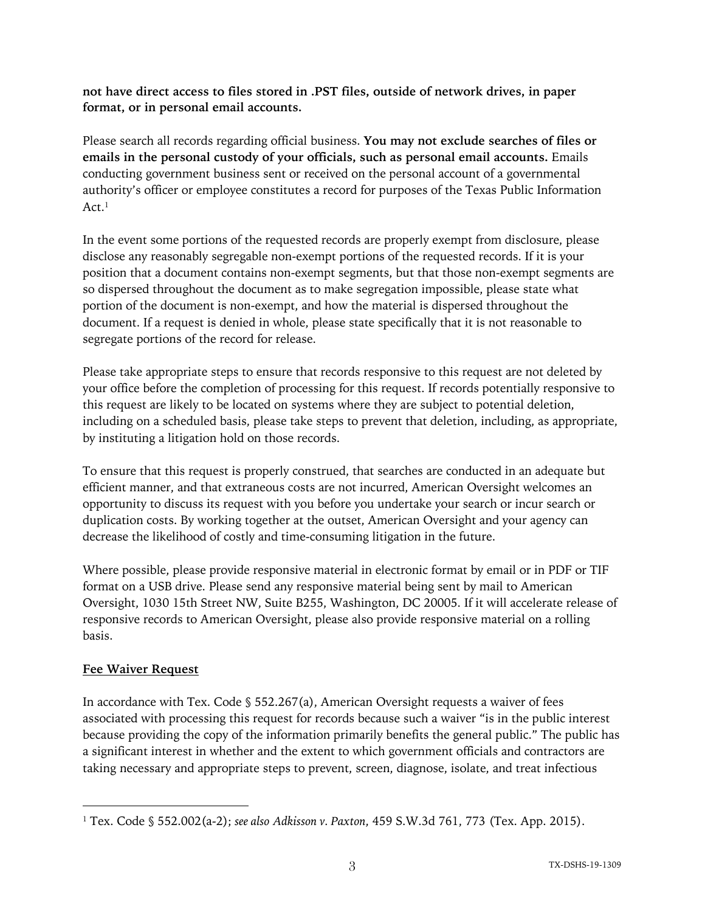**not have direct access to files stored in .PST files, outside of network drives, in paper format, or in personal email accounts.**

Please search all records regarding official business. **You may not exclude searches of files or emails in the personal custody of your officials, such as personal email accounts.** Emails conducting government business sent or received on the personal account of a governmental authority's officer or employee constitutes a record for purposes of the Texas Public Information Act.[1]

In the event some portions of the requested records are properly exempt from disclosure, please disclose any reasonably segregable non-exempt portions of the requested records. If it is your position that a document contains non-exempt segments, but that those non-exempt segments are so dispersed throughout the document as to make segregation impossible, please state what portion of the document is non-exempt, and how the material is dispersed throughout the document. If a request is denied in whole, please state specifically that it is not reasonable to segregate portions of the record for release.

Please take appropriate steps to ensure that records responsive to this request are not deleted by your office before the completion of processing for this request. If records potentially responsive to this request are likely to be located on systems where they are subject to potential deletion, including on a scheduled basis, please take steps to prevent that deletion, including, as appropriate, by instituting a litigation hold on those records.

To ensure that this request is properly construed, that searches are conducted in an adequate but efficient manner, and that extraneous costs are not incurred, American Oversight welcomes an opportunity to discuss its request with you before you undertake your search or incur search or duplication costs. By working together at the outset, American Oversight and your agency can decrease the likelihood of costly and time-consuming litigation in the future.

Where possible, please provide responsive material in electronic format by email or in PDF or TIF format on a USB drive. Please send any responsive material being sent by mail to American Oversight, 1030 15th Street NW, Suite B255, Washington, DC 20005. If it will accelerate release of responsive records to American Oversight, please also provide responsive material on a rolling basis.

## Fee Waiver Request

In accordance with Tex. Code § 552.267(a), American Oversight requests a waiver of fees associated with processing this request for records because such a waiver "is in the public interest because providing the copy of the information primarily benefits the general public." The public has a significant interest in whether and the extent to which government officials and contractors are taking necessary and appropriate steps to prevent, screen, diagnose, isolate, and treat infectious

---

[1] Tex. Code § 552.002(a-2); *see also Adkisson v. Paxton*, 459 S.W.3d 761, 773 (Tex. App. 2015).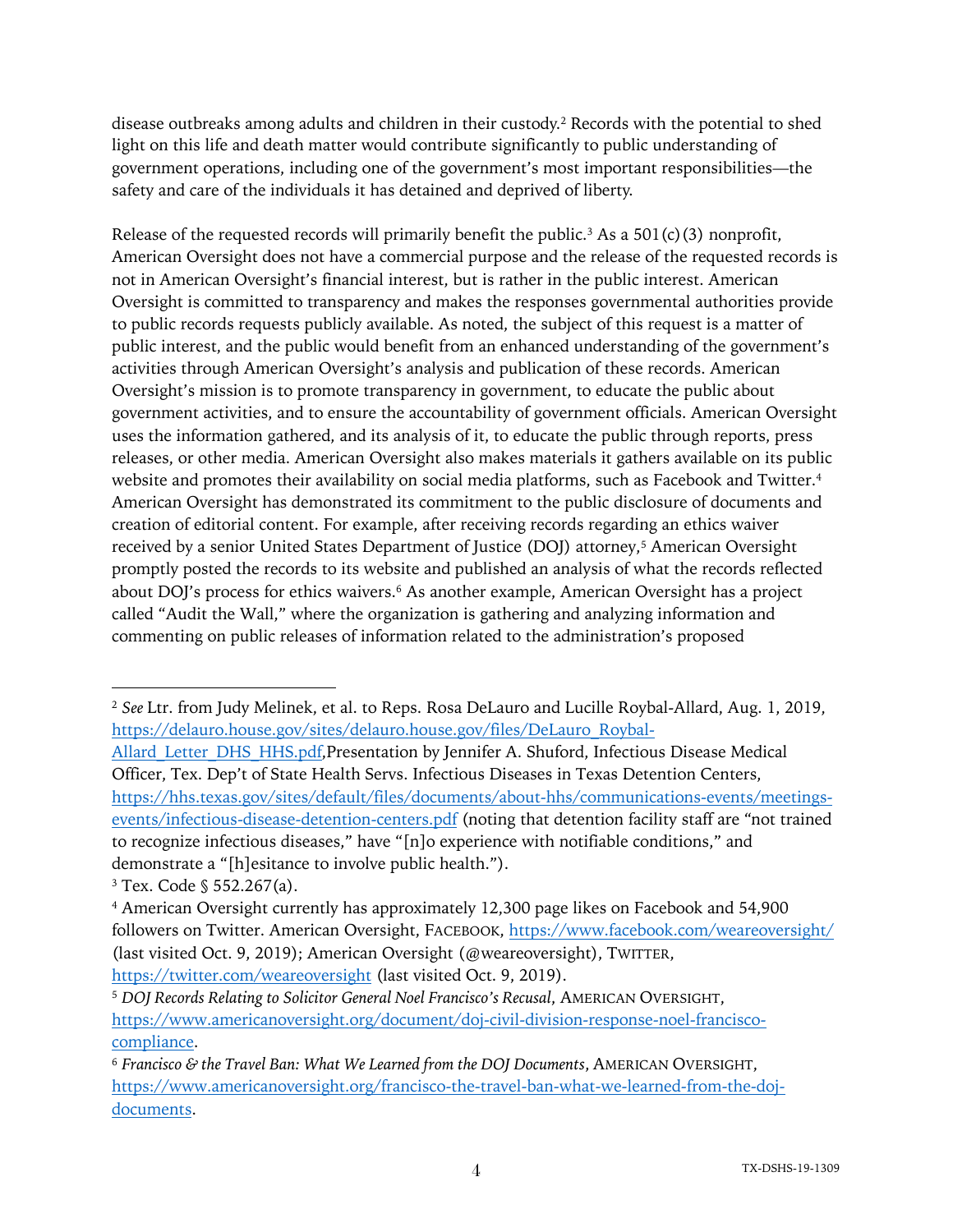disease outbreaks among adults and children in their custody.[2] Records with the potential to shed light on this life and death matter would contribute significantly to public understanding of government operations, including one of the government's most important responsibilities—the safety and care of the individuals it has detained and deprived of liberty.

Release of the requested records will primarily benefit the public.[3] As a 501(c)(3) nonprofit, American Oversight does not have a commercial purpose and the release of the requested records is not in American Oversight's financial interest, but is rather in the public interest. American Oversight is committed to transparency and makes the responses governmental authorities provide to public records requests publicly available. As noted, the subject of this request is a matter of public interest, and the public would benefit from an enhanced understanding of the government's activities through American Oversight's analysis and publication of these records. American Oversight's mission is to promote transparency in government, to educate the public about government activities, and to ensure the accountability of government officials. American Oversight uses the information gathered, and its analysis of it, to educate the public through reports, press releases, or other media. American Oversight also makes materials it gathers available on its public website and promotes their availability on social media platforms, such as Facebook and Twitter.[4] American Oversight has demonstrated its commitment to the public disclosure of documents and creation of editorial content. For example, after receiving records regarding an ethics waiver received by a senior United States Department of Justice (DOJ) attorney,[5] American Oversight promptly posted the records to its website and published an analysis of what the records reflected about DOJ's process for ethics waivers.[6] As another example, American Oversight has a project called "Audit the Wall," where the organization is gathering and analyzing information and commenting on public releases of information related to the administration's proposed

---

[2] *See* Ltr. from Judy Melinek, et al. to Reps. Rosa DeLauro and Lucille Roybal-Allard, Aug. 1, 2019, https://delauro.house.gov/sites/delauro.house.gov/files/DeLauro_Roybal-Allard_Letter_DHS_HHS.pdf,Presentation by Jennifer A. Shuford, Infectious Disease Medical Officer, Tex. Dep't of State Health Servs. Infectious Diseases in Texas Detention Centers, https://hhs.texas.gov/sites/default/files/documents/about-hhs/communications-events/meetings-events/infectious-disease-detention-centers.pdf (noting that detention facility staff are "not trained to recognize infectious diseases," have "[n]o experience with notifiable conditions," and demonstrate a "[h]esitance to involve public health.").

[3] Tex. Code § 552.267(a).

[4] American Oversight currently has approximately 12,300 page likes on Facebook and 54,900 followers on Twitter. American Oversight, FACEBOOK, https://www.facebook.com/weareoversight/ (last visited Oct. 9, 2019); American Oversight (@weareoversight), TWITTER, https://twitter.com/weareoversight (last visited Oct. 9, 2019).

[5] *DOJ Records Relating to Solicitor General Noel Francisco's Recusal*, AMERICAN OVERSIGHT, https://www.americanoversight.org/document/doj-civil-division-response-noel-francisco-compliance.

[6] *Francisco & the Travel Ban: What We Learned from the DOJ Documents*, AMERICAN OVERSIGHT, https://www.americanoversight.org/francisco-the-travel-ban-what-we-learned-from-the-doj-documents.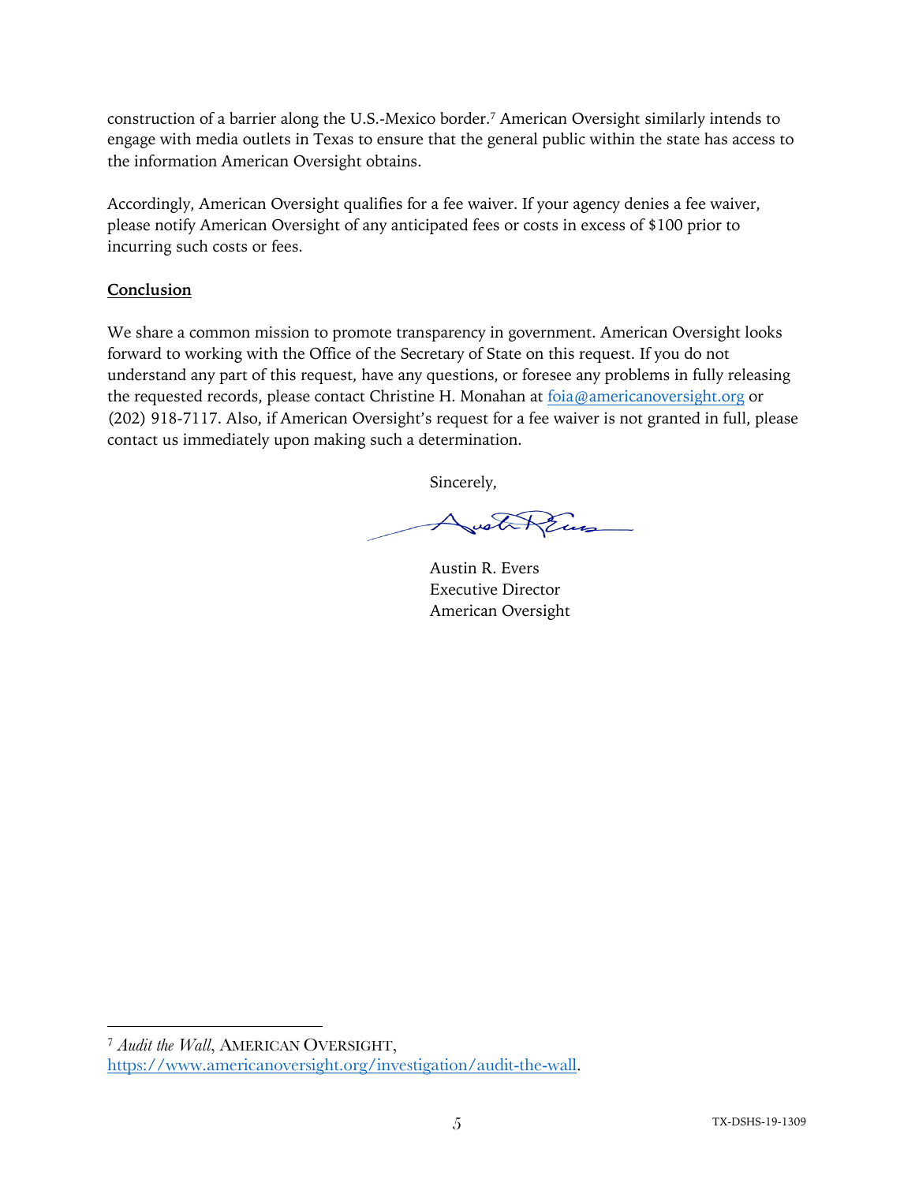construction of a barrier along the U.S.-Mexico border.[7] American Oversight similarly intends to engage with media outlets in Texas to ensure that the general public within the state has access to the information American Oversight obtains.

Accordingly, American Oversight qualifies for a fee waiver. If your agency denies a fee waiver, please notify American Oversight of any anticipated fees or costs in excess of $100 prior to incurring such costs or fees.

**Conclusion**

We share a common mission to promote transparency in government. American Oversight looks forward to working with the Office of the Secretary of State on this request. If you do not understand any part of this request, have any questions, or foresee any problems in fully releasing the requested records, please contact Christine H. Monahan at foia@americanoversight.org or (202) 918-7117. Also, if American Oversight's request for a fee waiver is not granted in full, please contact us immediately upon making such a determination.

Sincerely,

Austin R. Evers
Executive Director
American Oversight

---

[7] *Audit the Wall*, AMERICAN OVERSIGHT, https://www.americanoversight.org/investigation/audit-the-wall.

TX-DSHS-19-1309